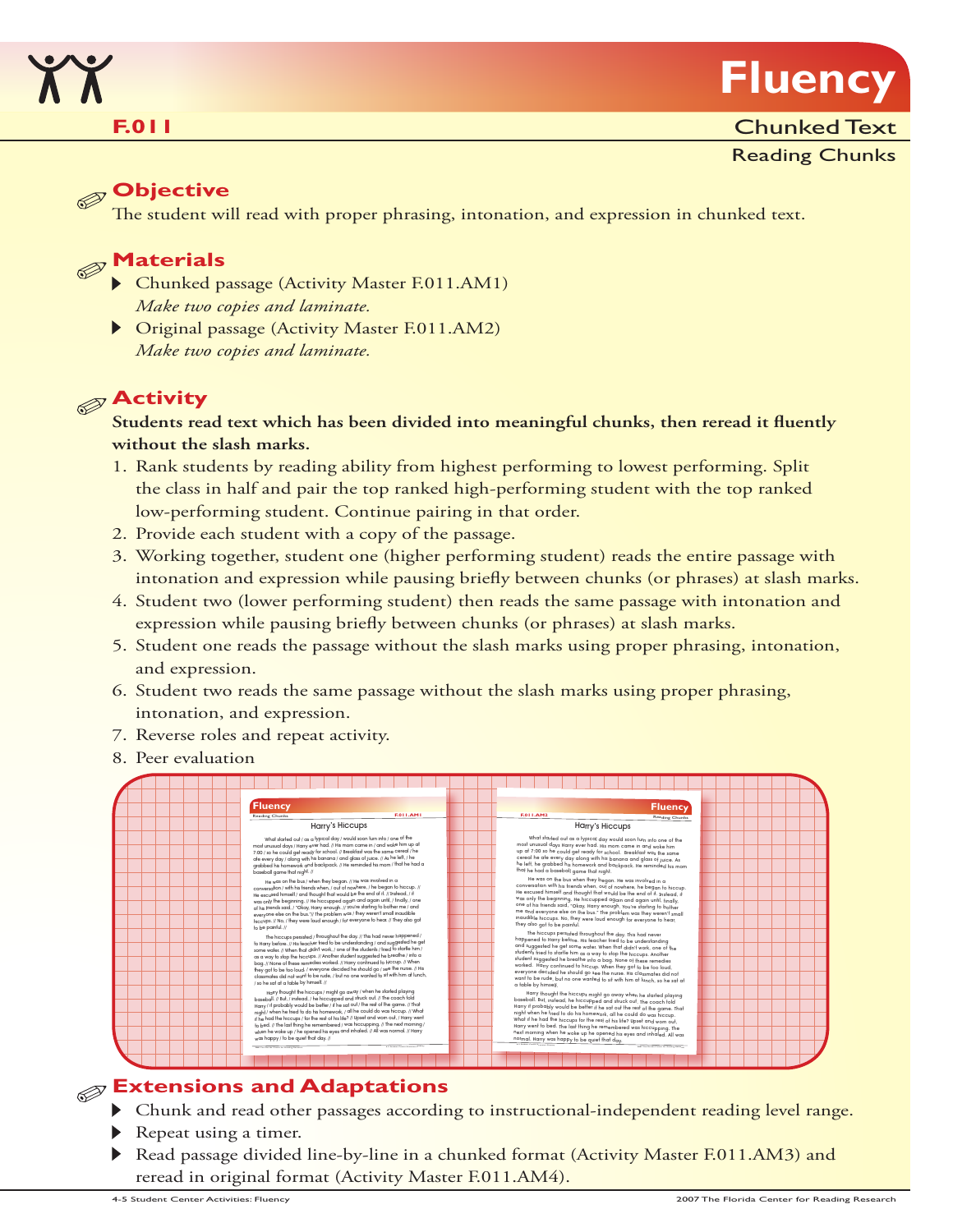# Fluency

**F.011**

## Chunked Text

### Reading Chunks

## Objective

The student will read with proper phrasing, intonation, and expression in chunked text.

## Materials

- Chunked passage (Activity Master F.011.AM1)
  *Make two copies and laminate.*
- Original passage (Activity Master F.011.AM2)
  *Make two copies and laminate.*

## Activity

**Students read text which has been divided into meaningful chunks, then reread it fluently without the slash marks.**

1. Rank students by reading ability from highest performing to lowest performing. Split the class in half and pair the top ranked high-performing student with the top ranked low-performing student. Continue pairing in that order.
2. Provide each student with a copy of the passage.
3. Working together, student one (higher performing student) reads the entire passage with intonation and expression while pausing briefly between chunks (or phrases) at slash marks.
4. Student two (lower performing student) then reads the same passage with intonation and expression while pausing briefly between chunks (or phrases) at slash marks.
5. Student one reads the passage without the slash marks using proper phrasing, intonation, and expression.
6. Student two reads the same passage without the slash marks using proper phrasing, intonation, and expression.
7. Reverse roles and repeat activity.
8. Peer evaluation

## Extensions and Adaptations

- Chunk and read other passages according to instructional-independent reading level range.
- Repeat using a timer.
- Read passage divided line-by-line in a chunked format (Activity Master F.011.AM3) and reread in original format (Activity Master F.011.AM4).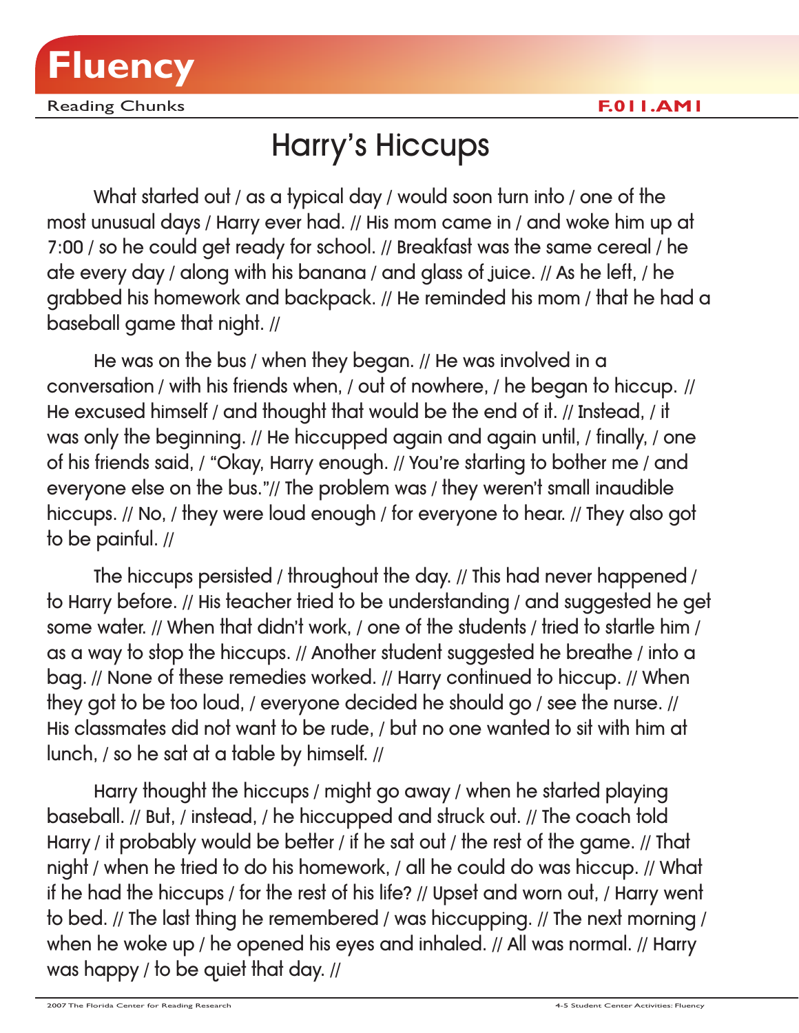# Harry's Hiccups

What started out / as a typical day / would soon turn into / one of the most unusual days / Harry ever had. // His mom came in / and woke him up at 7:00 / so he could get ready for school. // Breakfast was the same cereal / he ate every day / along with his banana / and glass of juice. // As he left, / he grabbed his homework and backpack. // He reminded his mom / that he had a baseball game that night. //

He was on the bus / when they began. // He was involved in a conversation / with his friends when, / out of nowhere, / he began to hiccup. // He excused himself / and thought that would be the end of it. // Instead, / it was only the beginning. // He hiccupped again and again until, / finally, / one of his friends said, / "Okay, Harry enough. // You're starting to bother me / and everyone else on the bus."// The problem was / they weren't small inaudible hiccups. // No, / they were loud enough / for everyone to hear. // They also got to be painful. //

The hiccups persisted / throughout the day. // This had never happened / to Harry before. // His teacher tried to be understanding / and suggested he get some water. // When that didn't work, / one of the students / tried to startle him / as a way to stop the hiccups. // Another student suggested he breathe / into a bag. // None of these remedies worked. // Harry continued to hiccup. // When they got to be too loud, / everyone decided he should go / see the nurse. // His classmates did not want to be rude, / but no one wanted to sit with him at lunch, / so he sat at a table by himself. //

Harry thought the hiccups / might go away / when he started playing baseball. // But, / instead, / he hiccupped and struck out. // The coach told Harry / it probably would be better / if he sat out / the rest of the game. // That night / when he tried to do his homework, / all he could do was hiccup. // What if he had the hiccups / for the rest of his life? // Upset and worn out, / Harry went to bed. // The last thing he remembered / was hiccupping. // The next morning / when he woke up / he opened his eyes and inhaled. // All was normal. // Harry was happy / to be quiet that day. //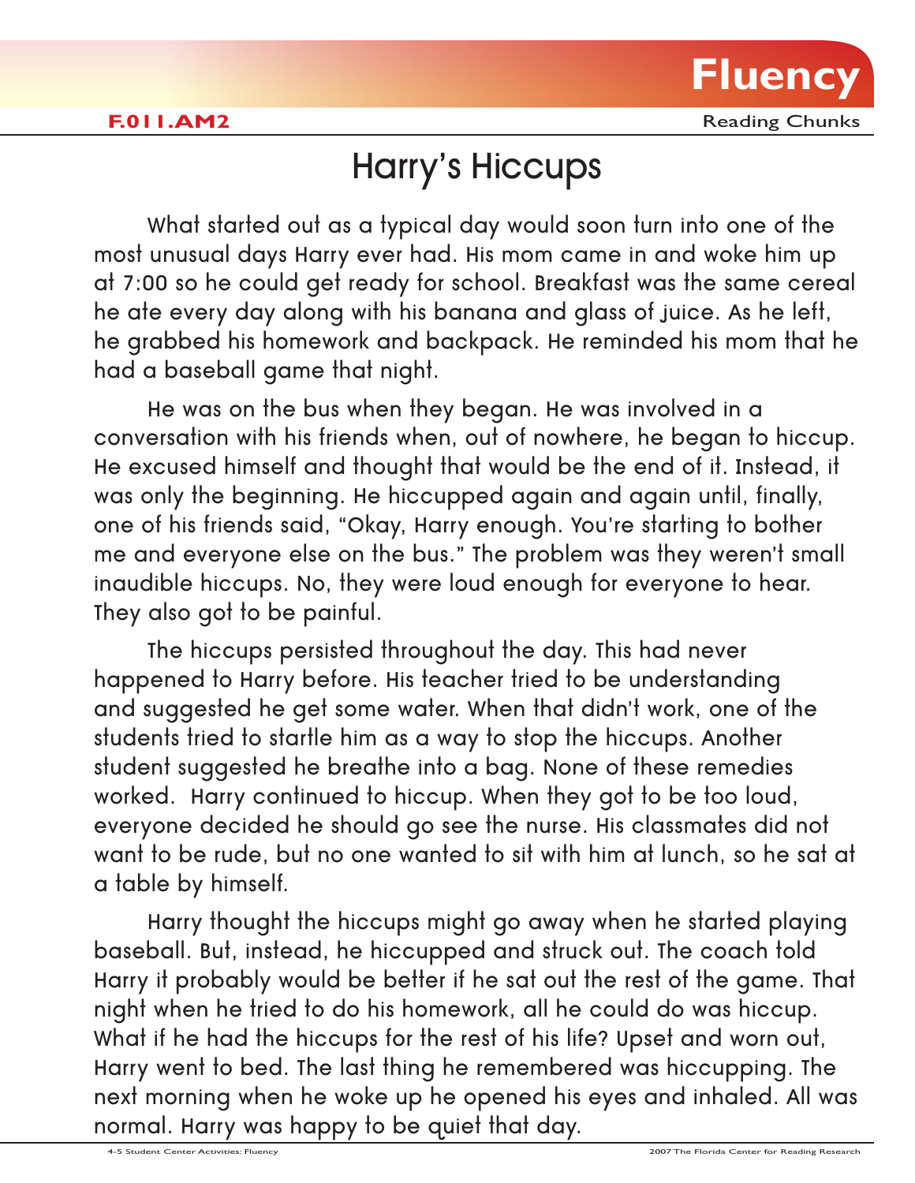# Harry's Hiccups

What started out as a typical day would soon turn into one of the most unusual days Harry ever had. His mom came in and woke him up at 7:00 so he could get ready for school. Breakfast was the same cereal he ate every day along with his banana and glass of juice. As he left, he grabbed his homework and backpack. He reminded his mom that he had a baseball game that night.

He was on the bus when they began. He was involved in a conversation with his friends when, out of nowhere, he began to hiccup. He excused himself and thought that would be the end of it. Instead, it was only the beginning. He hiccupped again and again until, finally, one of his friends said, "Okay, Harry enough. You're starting to bother me and everyone else on the bus." The problem was they weren't small inaudible hiccups. No, they were loud enough for everyone to hear. They also got to be painful.

The hiccups persisted throughout the day. This had never happened to Harry before. His teacher tried to be understanding and suggested he get some water. When that didn't work, one of the students tried to startle him as a way to stop the hiccups. Another student suggested he breathe into a bag. None of these remedies worked. Harry continued to hiccup. When they got to be too loud, everyone decided he should go see the nurse. His classmates did not want to be rude, but no one wanted to sit with him at lunch, so he sat at a table by himself.

Harry thought the hiccups might go away when he started playing baseball. But, instead, he hiccupped and struck out. The coach told Harry it probably would be better if he sat out the rest of the game. That night when he tried to do his homework, all he could do was hiccup. What if he had the hiccups for the rest of his life? Upset and worn out, Harry went to bed. The last thing he remembered was hiccupping. The next morning when he woke up he opened his eyes and inhaled. All was normal. Harry was happy to be quiet that day.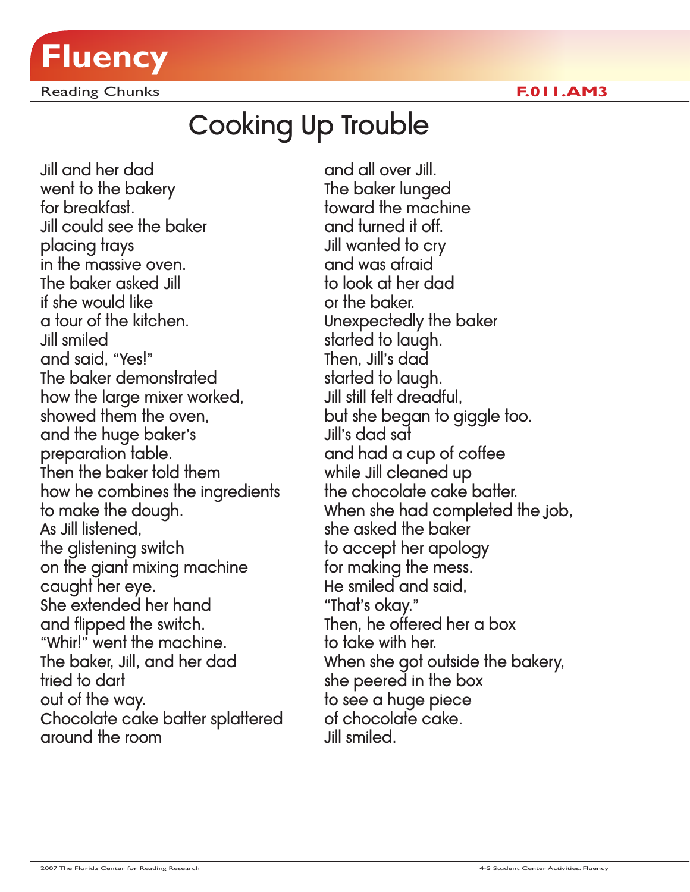# Fluency

Reading Chunks **F.011.AM3**

## Cooking Up Trouble

Jill and her dad
went to the bakery
for breakfast.
Jill could see the baker
placing trays
in the massive oven.
The baker asked Jill
if she would like
a tour of the kitchen.
Jill smiled
and said, "Yes!"
The baker demonstrated
how the large mixer worked,
showed them the oven,
and the huge baker's
preparation table.
Then the baker told them
how he combines the ingredients
to make the dough.
As Jill listened,
the glistening switch
on the giant mixing machine
caught her eye.
She extended her hand
and flipped the switch.
"Whir!" went the machine.
The baker, Jill, and her dad
tried to dart
out of the way.
Chocolate cake batter splattered
around the room
and all over Jill.
The baker lunged
toward the machine
and turned it off.
Jill wanted to cry
and was afraid
to look at her dad
or the baker.
Unexpectedly the baker
started to laugh.
Then, Jill's dad
started to laugh.
Jill still felt dreadful,
but she began to giggle too.
Jill's dad sat
and had a cup of coffee
while Jill cleaned up
the chocolate cake batter.
When she had completed the job,
she asked the baker
to accept her apology
for making the mess.
He smiled and said,
"That's okay."
Then, he offered her a box
to take with her.
When she got outside the bakery,
she peered in the box
to see a huge piece
of chocolate cake.
Jill smiled.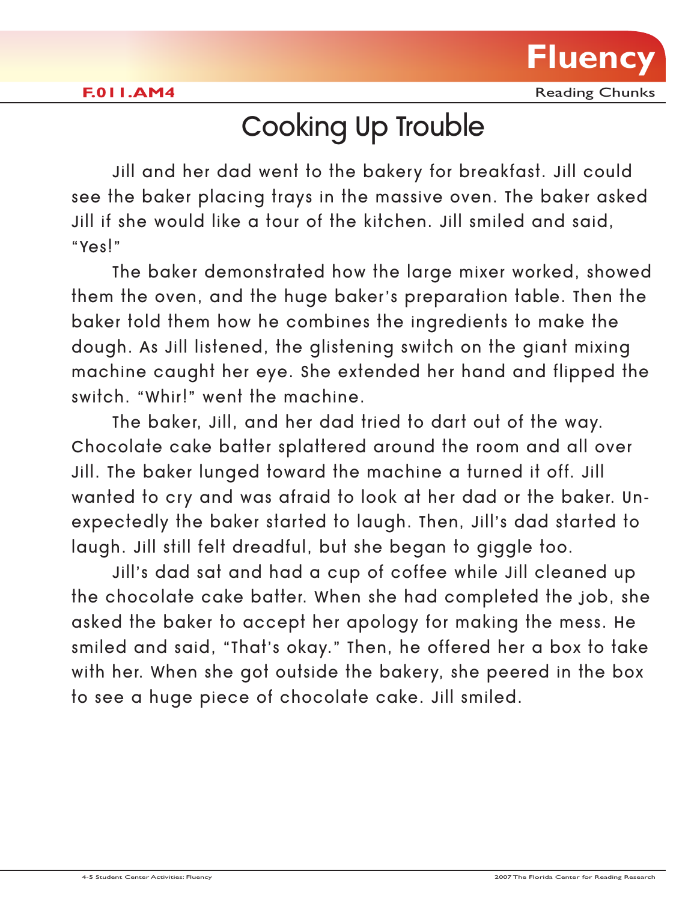# Cooking Up Trouble

Jill and her dad went to the bakery for breakfast. Jill could see the baker placing trays in the massive oven. The baker asked Jill if she would like a tour of the kitchen. Jill smiled and said, "Yes!"

The baker demonstrated how the large mixer worked, showed them the oven, and the huge baker's preparation table. Then the baker told them how he combines the ingredients to make the dough. As Jill listened, the glistening switch on the giant mixing machine caught her eye. She extended her hand and flipped the switch. "Whir!" went the machine.

The baker, Jill, and her dad tried to dart out of the way. Chocolate cake batter splattered around the room and all over Jill. The baker lunged toward the machine a turned it off. Jill wanted to cry and was afraid to look at her dad or the baker. Unexpectedly the baker started to laugh. Then, Jill's dad started to laugh. Jill still felt dreadful, but she began to giggle too.

Jill's dad sat and had a cup of coffee while Jill cleaned up the chocolate cake batter. When she had completed the job, she asked the baker to accept her apology for making the mess. He smiled and said, "That's okay." Then, he offered her a box to take with her. When she got outside the bakery, she peered in the box to see a huge piece of chocolate cake. Jill smiled.